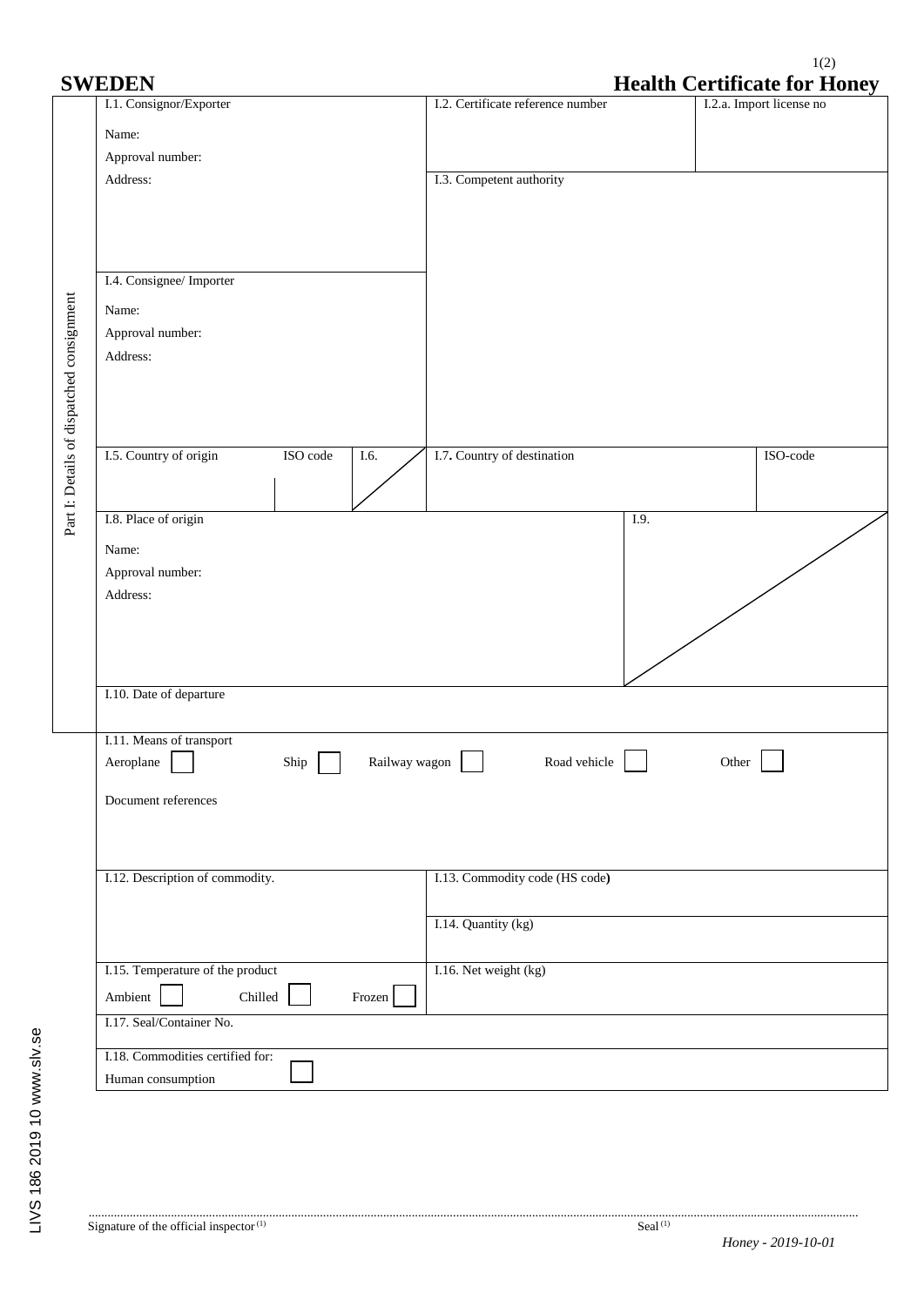# SWEDEN

## Health Certificate for Honey

**Part I: Details of dispatched consignment**

| I.1. Consignor/Exporter | I.2. Certificate reference number | I.2.a. Import license no |
|---|---|---|
| Name: | | |
| Approval number: | | |
| Address: | I.3. Competent authority | |

I.4. Consignee/ Importer

Name:

Approval number:

Address:

| I.5. Country of origin | ISO code | I.6. | I.7. Country of destination | ISO-code |
|---|---|---|---|---|
| | | | | |

I.8. Place of origin

Name:

Approval number:

Address:

I.9.

I.10. Date of departure

I.11. Means of transport

Aeroplane ☐ Ship ☐ Railway wagon ☐ Road vehicle ☐ Other ☐

Document references

| I.12. Description of commodity. | I.13. Commodity code (HS code) |
|---|---|
| | I.14. Quantity (kg) |
| I.15. Temperature of the product<br>Ambient ☐ Chilled ☐ Frozen ☐ | I.16. Net weight (kg) |

I.17. Seal/Container No.

I.18. Commodities certified for:

Human consumption ☐

LIVS 186 2019 10 www.slv.se

..........................................................................................................................................................................................

Signature of the official inspector [(1)] Seal [(1)]

*Honey - 2019-10-01*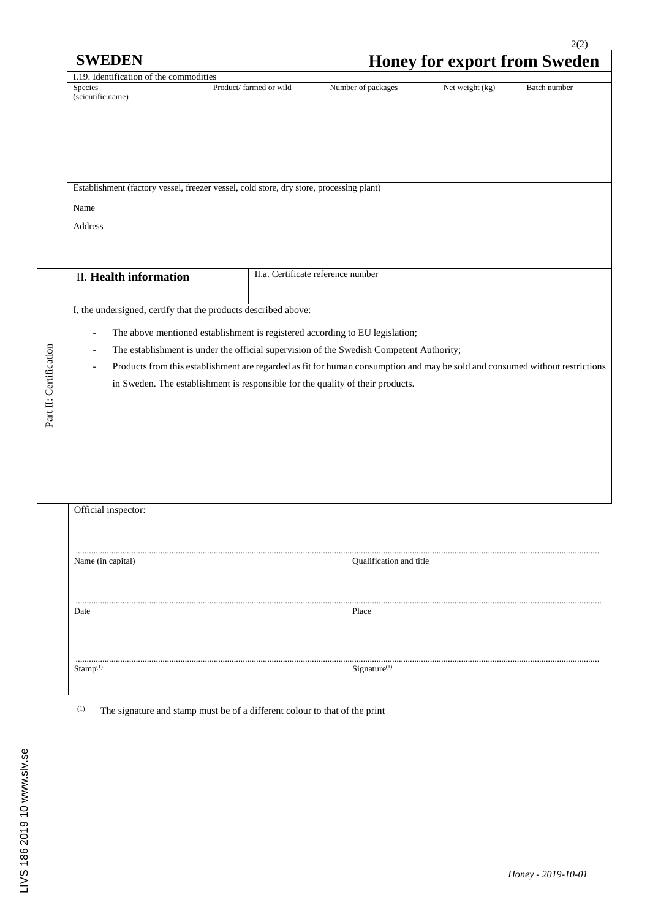# SWEDEN

# Honey for export from Sweden

I.19. Identification of the commodities

| Species (scientific name) | Product/ farmed or wild | Number of packages | Net weight (kg) | Batch number |
|---|---|---|---|---|
| | | | | |

Establishment (factory vessel, freezer vessel, cold store, dry store, processing plant)

Name

Address

Part II: Certification

## II. Health information

II.a. Certificate reference number

I, the undersigned, certify that the products described above:

- The above mentioned establishment is registered according to EU legislation;
- The establishment is under the official supervision of the Swedish Competent Authority;
- Products from this establishment are regarded as fit for human consumption and may be sold and consumed without restrictions in Sweden. The establishment is responsible for the quality of their products.

Official inspector:

Name (in capital) ............................................ Qualification and title

Date ............................................ Place

Stamp[(1)] ............................................ Signature[(1)]

(1) The signature and stamp must be of a different colour to that of the print

LIVS 186 2019 10 www.slv.se

*Honey - 2019-10-01*